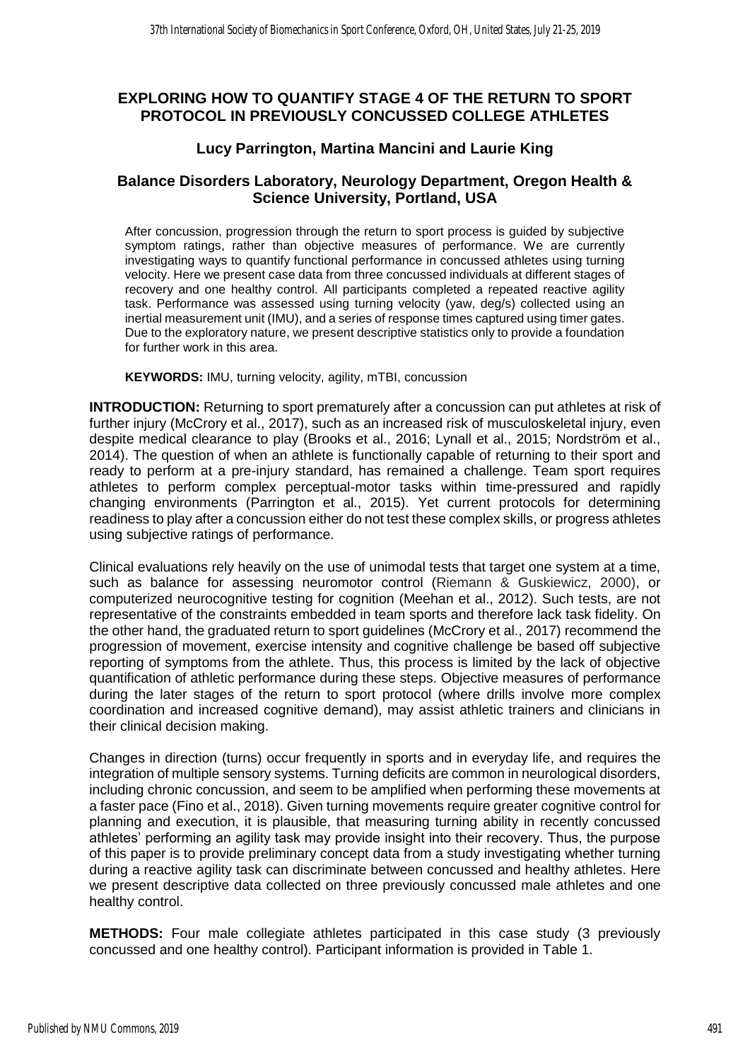# EXPLORING HOW TO QUANTIFY STAGE 4 OF THE RETURN TO SPORT PROTOCOL IN PREVIOUSLY CONCUSSED COLLEGE ATHLETES

## Lucy Parrington, Martina Mancini and Laurie King

## Balance Disorders Laboratory, Neurology Department, Oregon Health & Science University, Portland, USA

After concussion, progression through the return to sport process is guided by subjective symptom ratings, rather than objective measures of performance. We are currently investigating ways to quantify functional performance in concussed athletes using turning velocity. Here we present case data from three concussed individuals at different stages of recovery and one healthy control. All participants completed a repeated reactive agility task. Performance was assessed using turning velocity (yaw, deg/s) collected using an inertial measurement unit (IMU), and a series of response times captured using timer gates. Due to the exploratory nature, we present descriptive statistics only to provide a foundation for further work in this area.

**KEYWORDS:** IMU, turning velocity, agility, mTBI, concussion

**INTRODUCTION:** Returning to sport prematurely after a concussion can put athletes at risk of further injury (McCrory et al., 2017), such as an increased risk of musculoskeletal injury, even despite medical clearance to play (Brooks et al., 2016; Lynall et al., 2015; Nordström et al., 2014). The question of when an athlete is functionally capable of returning to their sport and ready to perform at a pre-injury standard, has remained a challenge. Team sport requires athletes to perform complex perceptual-motor tasks within time-pressured and rapidly changing environments (Parrington et al., 2015). Yet current protocols for determining readiness to play after a concussion either do not test these complex skills, or progress athletes using subjective ratings of performance.

Clinical evaluations rely heavily on the use of unimodal tests that target one system at a time, such as balance for assessing neuromotor control (Riemann & Guskiewicz, 2000), or computerized neurocognitive testing for cognition (Meehan et al., 2012). Such tests, are not representative of the constraints embedded in team sports and therefore lack task fidelity. On the other hand, the graduated return to sport guidelines (McCrory et al., 2017) recommend the progression of movement, exercise intensity and cognitive challenge be based off subjective reporting of symptoms from the athlete. Thus, this process is limited by the lack of objective quantification of athletic performance during these steps. Objective measures of performance during the later stages of the return to sport protocol (where drills involve more complex coordination and increased cognitive demand), may assist athletic trainers and clinicians in their clinical decision making.

Changes in direction (turns) occur frequently in sports and in everyday life, and requires the integration of multiple sensory systems. Turning deficits are common in neurological disorders, including chronic concussion, and seem to be amplified when performing these movements at a faster pace (Fino et al., 2018). Given turning movements require greater cognitive control for planning and execution, it is plausible, that measuring turning ability in recently concussed athletes' performing an agility task may provide insight into their recovery. Thus, the purpose of this paper is to provide preliminary concept data from a study investigating whether turning during a reactive agility task can discriminate between concussed and healthy athletes. Here we present descriptive data collected on three previously concussed male athletes and one healthy control.

**METHODS:** Four male collegiate athletes participated in this case study (3 previously concussed and one healthy control). Participant information is provided in Table 1.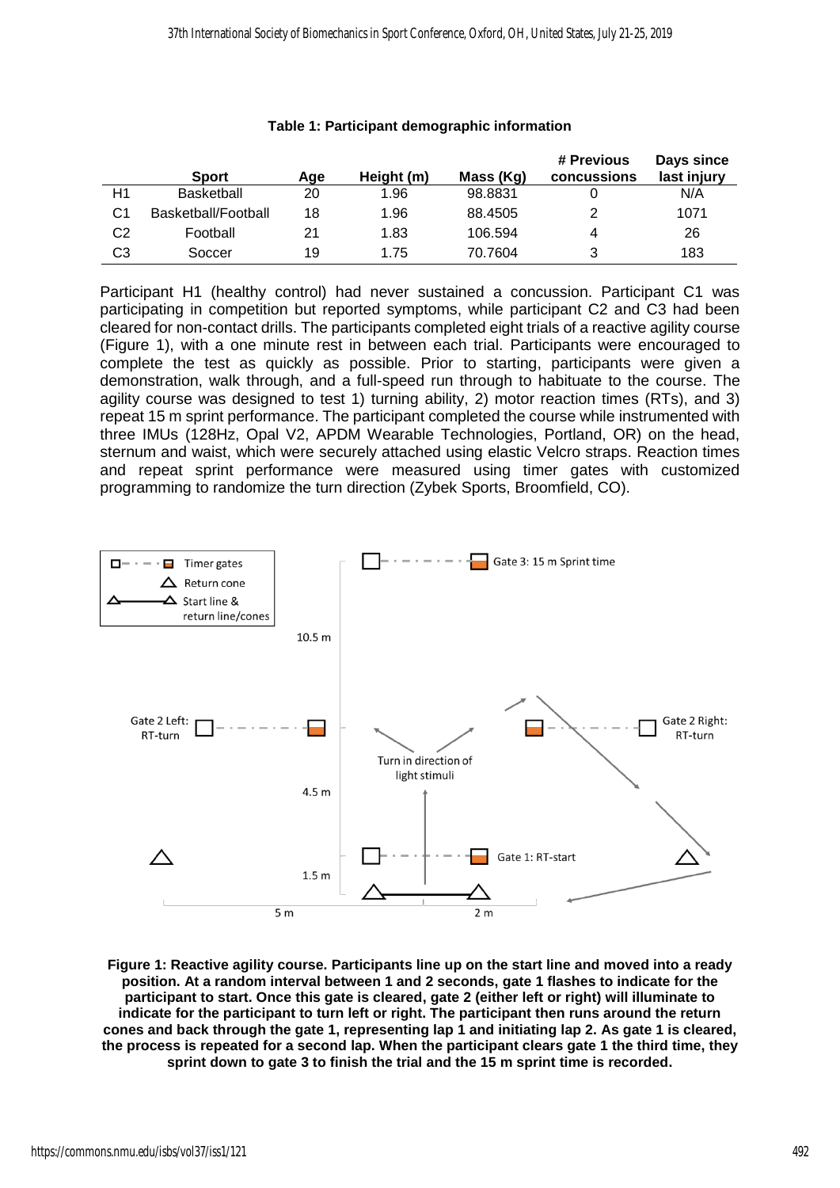**Table 1: Participant demographic information**

| | Sport | Age | Height (m) | Mass (Kg) | # Previous concussions | Days since last injury |
|---|---|---|---|---|---|---|
| H1 | Basketball | 20 | 1.96 | 98.8831 | 0 | N/A |
| C1 | Basketball/Football | 18 | 1.96 | 88.4505 | 2 | 1071 |
| C2 | Football | 21 | 1.83 | 106.594 | 4 | 26 |
| C3 | Soccer | 19 | 1.75 | 70.7604 | 3 | 183 |

Participant H1 (healthy control) had never sustained a concussion. Participant C1 was participating in competition but reported symptoms, while participant C2 and C3 had been cleared for non-contact drills. The participants completed eight trials of a reactive agility course (Figure 1), with a one minute rest in between each trial. Participants were encouraged to complete the test as quickly as possible. Prior to starting, participants were given a demonstration, walk through, and a full-speed run through to habituate to the course. The agility course was designed to test 1) turning ability, 2) motor reaction times (RTs), and 3) repeat 15 m sprint performance. The participant completed the course while instrumented with three IMUs (128Hz, Opal V2, APDM Wearable Technologies, Portland, OR) on the head, sternum and waist, which were securely attached using elastic Velcro straps. Reaction times and repeat sprint performance were measured using timer gates with customized programming to randomize the turn direction (Zybek Sports, Broomfield, CO).

**Figure 1: Reactive agility course. Participants line up on the start line and moved into a ready position. At a random interval between 1 and 2 seconds, gate 1 flashes to indicate for the participant to start. Once this gate is cleared, gate 2 (either left or right) will illuminate to indicate for the participant to turn left or right. The participant then runs around the return cones and back through the gate 1, representing lap 1 and initiating lap 2. As gate 1 is cleared, the process is repeated for a second lap. When the participant clears gate 1 the third time, they sprint down to gate 3 to finish the trial and the 15 m sprint time is recorded.**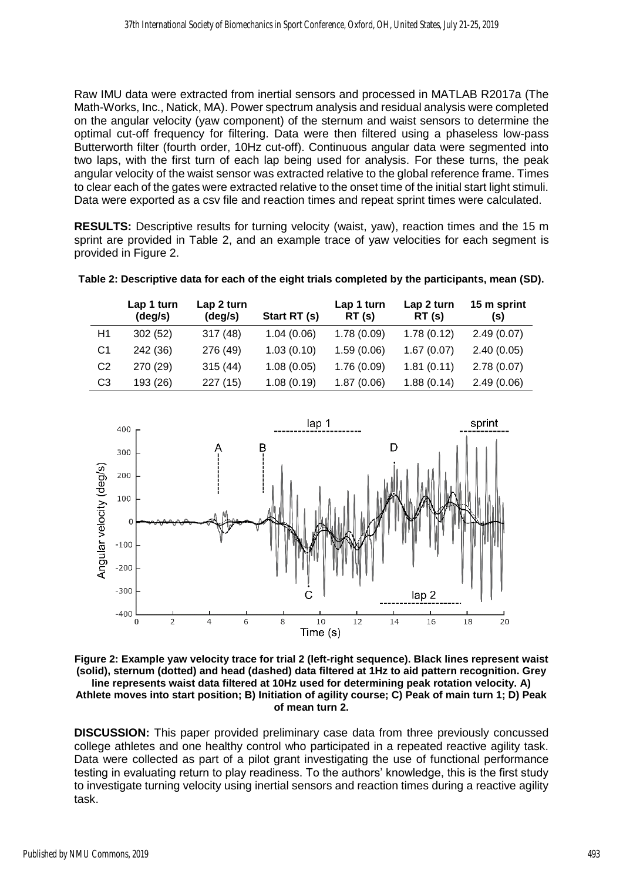Raw IMU data were extracted from inertial sensors and processed in MATLAB R2017a (The Math-Works, Inc., Natick, MA). Power spectrum analysis and residual analysis were completed on the angular velocity (yaw component) of the sternum and waist sensors to determine the optimal cut-off frequency for filtering. Data were then filtered using a phaseless low-pass Butterworth filter (fourth order, 10Hz cut-off). Continuous angular data were segmented into two laps, with the first turn of each lap being used for analysis. For these turns, the peak angular velocity of the waist sensor was extracted relative to the global reference frame. Times to clear each of the gates were extracted relative to the onset time of the initial start light stimuli. Data were exported as a csv file and reaction times and repeat sprint times were calculated.

**RESULTS:** Descriptive results for turning velocity (waist, yaw), reaction times and the 15 m sprint are provided in Table 2, and an example trace of yaw velocities for each segment is provided in Figure 2.

**Table 2: Descriptive data for each of the eight trials completed by the participants, mean (SD).**

| | Lap 1 turn (deg/s) | Lap 2 turn (deg/s) | Start RT (s) | Lap 1 turn RT (s) | Lap 2 turn RT (s) | 15 m sprint (s) |
|---|---|---|---|---|---|---|
| H1 | 302 (52) | 317 (48) | 1.04 (0.06) | 1.78 (0.09) | 1.78 (0.12) | 2.49 (0.07) |
| C1 | 242 (36) | 276 (49) | 1.03 (0.10) | 1.59 (0.06) | 1.67 (0.07) | 2.40 (0.05) |
| C2 | 270 (29) | 315 (44) | 1.08 (0.05) | 1.76 (0.09) | 1.81 (0.11) | 2.78 (0.07) |
| C3 | 193 (26) | 227 (15) | 1.08 (0.19) | 1.87 (0.06) | 1.88 (0.14) | 2.49 (0.06) |

**Figure 2: Example yaw velocity trace for trial 2 (left-right sequence). Black lines represent waist (solid), sternum (dotted) and head (dashed) data filtered at 1Hz to aid pattern recognition. Grey line represents waist data filtered at 10Hz used for determining peak rotation velocity. A) Athlete moves into start position; B) Initiation of agility course; C) Peak of main turn 1; D) Peak of mean turn 2.**

**DISCUSSION:** This paper provided preliminary case data from three previously concussed college athletes and one healthy control who participated in a repeated reactive agility task. Data were collected as part of a pilot grant investigating the use of functional performance testing in evaluating return to play readiness. To the authors' knowledge, this is the first study to investigate turning velocity using inertial sensors and reaction times during a reactive agility task.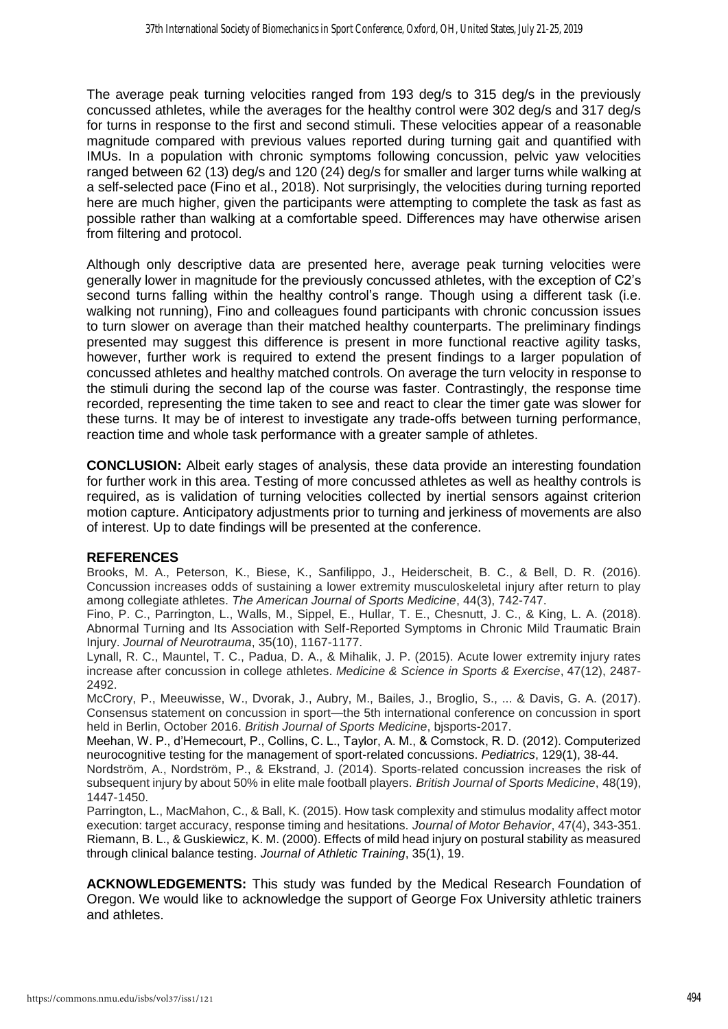The average peak turning velocities ranged from 193 deg/s to 315 deg/s in the previously concussed athletes, while the averages for the healthy control were 302 deg/s and 317 deg/s for turns in response to the first and second stimuli. These velocities appear of a reasonable magnitude compared with previous values reported during turning gait and quantified with IMUs. In a population with chronic symptoms following concussion, pelvic yaw velocities ranged between 62 (13) deg/s and 120 (24) deg/s for smaller and larger turns while walking at a self-selected pace (Fino et al., 2018). Not surprisingly, the velocities during turning reported here are much higher, given the participants were attempting to complete the task as fast as possible rather than walking at a comfortable speed. Differences may have otherwise arisen from filtering and protocol.

Although only descriptive data are presented here, average peak turning velocities were generally lower in magnitude for the previously concussed athletes, with the exception of C2's second turns falling within the healthy control's range. Though using a different task (i.e. walking not running), Fino and colleagues found participants with chronic concussion issues to turn slower on average than their matched healthy counterparts. The preliminary findings presented may suggest this difference is present in more functional reactive agility tasks, however, further work is required to extend the present findings to a larger population of concussed athletes and healthy matched controls. On average the turn velocity in response to the stimuli during the second lap of the course was faster. Contrastingly, the response time recorded, representing the time taken to see and react to clear the timer gate was slower for these turns. It may be of interest to investigate any trade-offs between turning performance, reaction time and whole task performance with a greater sample of athletes.

**CONCLUSION:** Albeit early stages of analysis, these data provide an interesting foundation for further work in this area. Testing of more concussed athletes as well as healthy controls is required, as is validation of turning velocities collected by inertial sensors against criterion motion capture. Anticipatory adjustments prior to turning and jerkiness of movements are also of interest. Up to date findings will be presented at the conference.

## REFERENCES

Brooks, M. A., Peterson, K., Biese, K., Sanfilippo, J., Heiderscheit, B. C., & Bell, D. R. (2016). Concussion increases odds of sustaining a lower extremity musculoskeletal injury after return to play among collegiate athletes. *The American Journal of Sports Medicine*, 44(3), 742-747.

Fino, P. C., Parrington, L., Walls, M., Sippel, E., Hullar, T. E., Chesnutt, J. C., & King, L. A. (2018). Abnormal Turning and Its Association with Self-Reported Symptoms in Chronic Mild Traumatic Brain Injury. *Journal of Neurotrauma*, 35(10), 1167-1177.

Lynall, R. C., Mauntel, T. C., Padua, D. A., & Mihalik, J. P. (2015). Acute lower extremity injury rates increase after concussion in college athletes. *Medicine & Science in Sports & Exercise*, 47(12), 2487-2492.

McCrory, P., Meeuwisse, W., Dvorak, J., Aubry, M., Bailes, J., Broglio, S., ... & Davis, G. A. (2017). Consensus statement on concussion in sport—the 5th international conference on concussion in sport held in Berlin, October 2016. *British Journal of Sports Medicine*, bjsports-2017.

Meehan, W. P., d'Hemecourt, P., Collins, C. L., Taylor, A. M., & Comstock, R. D. (2012). Computerized neurocognitive testing for the management of sport-related concussions. *Pediatrics*, 129(1), 38-44.

Nordström, A., Nordström, P., & Ekstrand, J. (2014). Sports-related concussion increases the risk of subsequent injury by about 50% in elite male football players. *British Journal of Sports Medicine*, 48(19), 1447-1450.

Parrington, L., MacMahon, C., & Ball, K. (2015). How task complexity and stimulus modality affect motor execution: target accuracy, response timing and hesitations. *Journal of Motor Behavior*, 47(4), 343-351.

Riemann, B. L., & Guskiewicz, K. M. (2000). Effects of mild head injury on postural stability as measured through clinical balance testing. *Journal of Athletic Training*, 35(1), 19.

**ACKNOWLEDGEMENTS:** This study was funded by the Medical Research Foundation of Oregon. We would like to acknowledge the support of George Fox University athletic trainers and athletes.